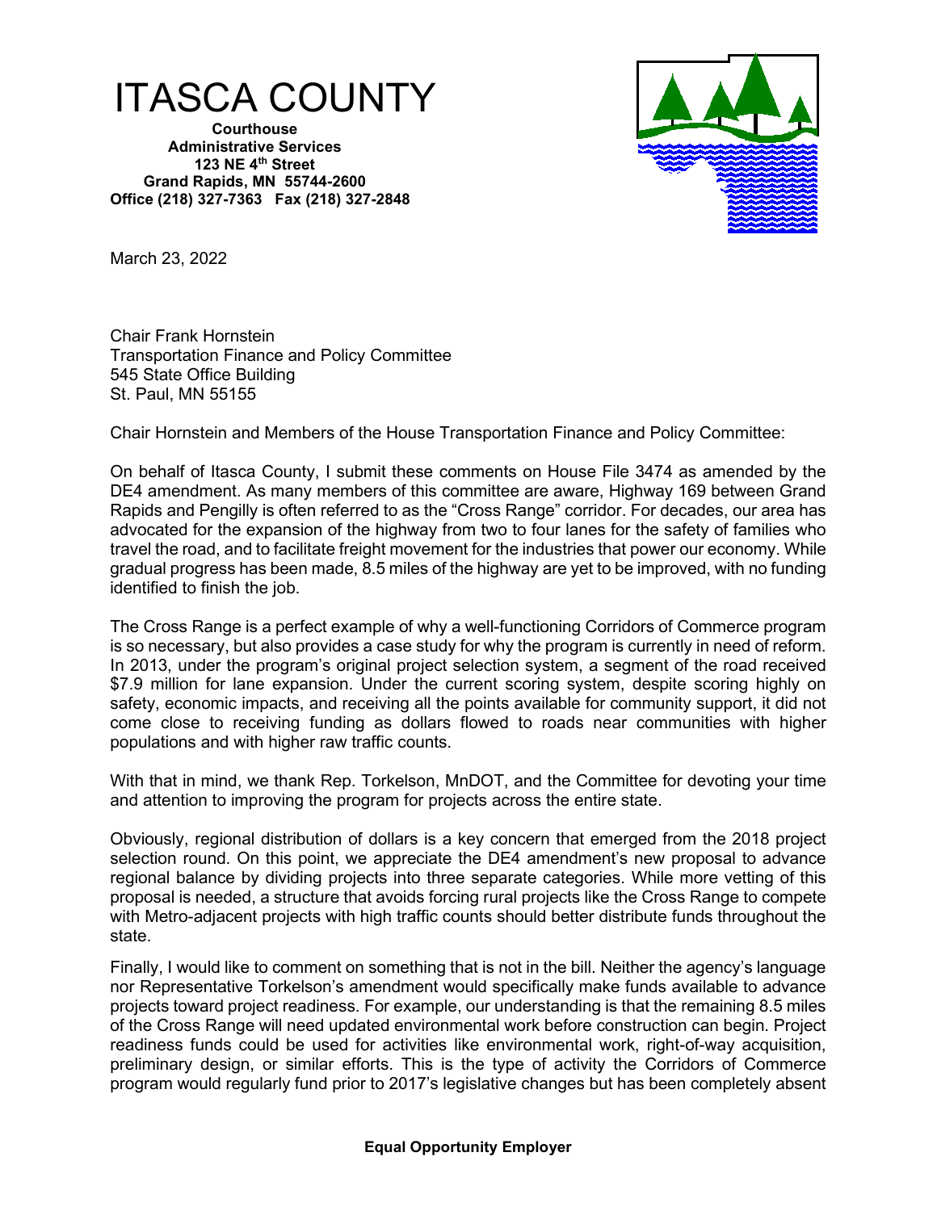# ITASCA COUNTY

**Courthouse**
**Administrative Services**
**123 NE 4th Street**
**Grand Rapids, MN 55744-2600**
**Office (218) 327-7363 Fax (218) 327-2848**

March 23, 2022

Chair Frank Hornstein
Transportation Finance and Policy Committee
545 State Office Building
St. Paul, MN 55155

Chair Hornstein and Members of the House Transportation Finance and Policy Committee:

On behalf of Itasca County, I submit these comments on House File 3474 as amended by the DE4 amendment. As many members of this committee are aware, Highway 169 between Grand Rapids and Pengilly is often referred to as the "Cross Range" corridor. For decades, our area has advocated for the expansion of the highway from two to four lanes for the safety of families who travel the road, and to facilitate freight movement for the industries that power our economy. While gradual progress has been made, 8.5 miles of the highway are yet to be improved, with no funding identified to finish the job.

The Cross Range is a perfect example of why a well-functioning Corridors of Commerce program is so necessary, but also provides a case study for why the program is currently in need of reform. In 2013, under the program's original project selection system, a segment of the road received $7.9 million for lane expansion. Under the current scoring system, despite scoring highly on safety, economic impacts, and receiving all the points available for community support, it did not come close to receiving funding as dollars flowed to roads near communities with higher populations and with higher raw traffic counts.

With that in mind, we thank Rep. Torkelson, MnDOT, and the Committee for devoting your time and attention to improving the program for projects across the entire state.

Obviously, regional distribution of dollars is a key concern that emerged from the 2018 project selection round. On this point, we appreciate the DE4 amendment's new proposal to advance regional balance by dividing projects into three separate categories. While more vetting of this proposal is needed, a structure that avoids forcing rural projects like the Cross Range to compete with Metro-adjacent projects with high traffic counts should better distribute funds throughout the state.

Finally, I would like to comment on something that is not in the bill. Neither the agency's language nor Representative Torkelson's amendment would specifically make funds available to advance projects toward project readiness. For example, our understanding is that the remaining 8.5 miles of the Cross Range will need updated environmental work before construction can begin. Project readiness funds could be used for activities like environmental work, right-of-way acquisition, preliminary design, or similar efforts. This is the type of activity the Corridors of Commerce program would regularly fund prior to 2017's legislative changes but has been completely absent

**Equal Opportunity Employer**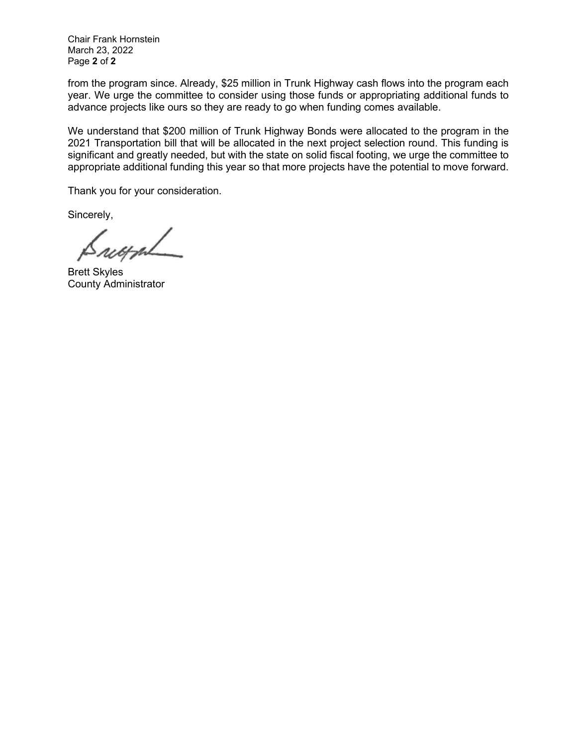from the program since. Already, $25 million in Trunk Highway cash flows into the program each year. We urge the committee to consider using those funds or appropriating additional funds to advance projects like ours so they are ready to go when funding comes available.

We understand that $200 million of Trunk Highway Bonds were allocated to the program in the 2021 Transportation bill that will be allocated in the next project selection round. This funding is significant and greatly needed, but with the state on solid fiscal footing, we urge the committee to appropriate additional funding this year so that more projects have the potential to move forward.

Thank you for your consideration.

Sincerely,

Brett Skyles
County Administrator